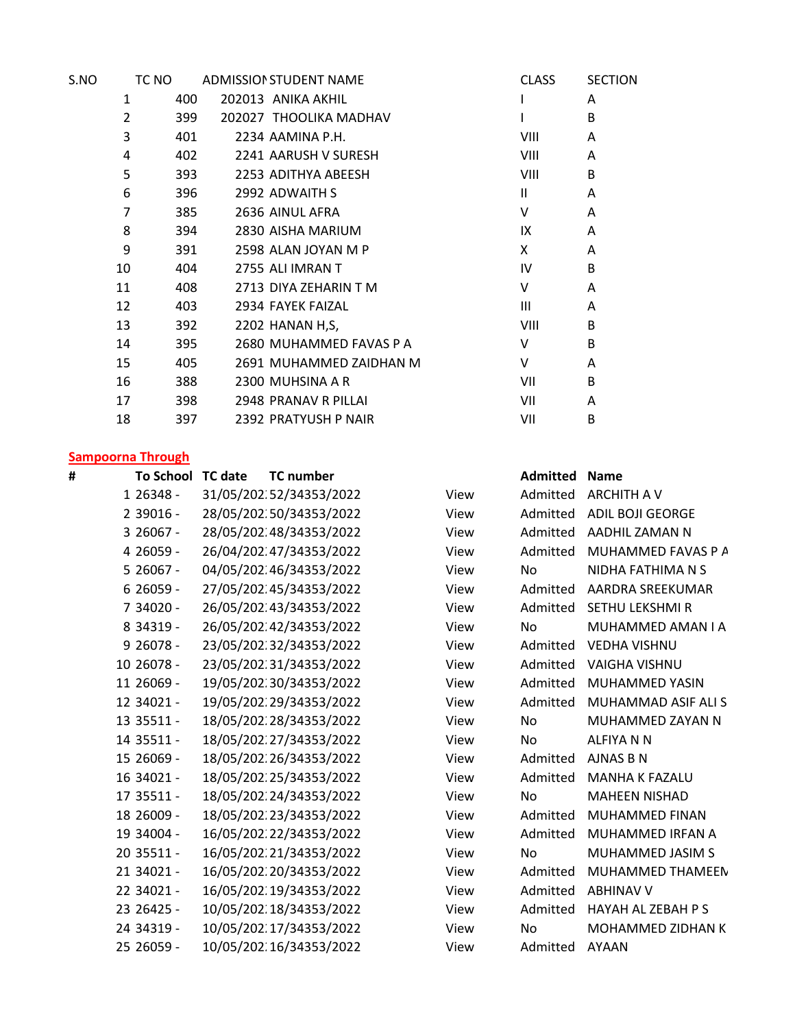| S.NO | TC NO | ADMISSION | STUDENT NAME | CLASS | SECTION |
|---|---|---|---|---|---|
| 1 | 400 | 202013 | ANIKA AKHIL | I | A |
| 2 | 399 | 202027 | THOOLIKA MADHAV | I | B |
| 3 | 401 | 2234 | AAMINA P.H. | VIII | A |
| 4 | 402 | 2241 | AARUSH V SURESH | VIII | A |
| 5 | 393 | 2253 | ADITHYA ABEESH | VIII | B |
| 6 | 396 | 2992 | ADWAITH S | II | A |
| 7 | 385 | 2636 | AINUL AFRA | V | A |
| 8 | 394 | 2830 | AISHA MARIUM | IX | A |
| 9 | 391 | 2598 | ALAN JOYAN M P | X | A |
| 10 | 404 | 2755 | ALI IMRAN T | IV | B |
| 11 | 408 | 2713 | DIYA ZEHARIN T M | V | A |
| 12 | 403 | 2934 | FAYEK FAIZAL | III | A |
| 13 | 392 | 2202 | HANAN H,S, | VIII | B |
| 14 | 395 | 2680 | MUHAMMED FAVAS P A | V | B |
| 15 | 405 | 2691 | MUHAMMED ZAIDHAN M | V | A |
| 16 | 388 | 2300 | MUHSINA A R | VII | B |
| 17 | 398 | 2948 | PRANAV R PILLAI | VII | A |
| 18 | 397 | 2392 | PRATYUSH P NAIR | VII | B |

**Sampoorna Through**

| # | To School | TC date | TC number | | Admitted | Name |
|---|---|---|---|---|---|---|
| 1 | 26348 - | 31/05/202 | 52/34353/2022 | View | Admitted | ARCHITH A V |
| 2 | 39016 - | 28/05/202 | 50/34353/2022 | View | Admitted | ADIL BOJI GEORGE |
| 3 | 26067 - | 28/05/202 | 48/34353/2022 | View | Admitted | AADHIL ZAMAN N |
| 4 | 26059 - | 26/04/202 | 47/34353/2022 | View | Admitted | MUHAMMED FAVAS P A |
| 5 | 26067 - | 04/05/202 | 46/34353/2022 | View | No | NIDHA FATHIMA N S |
| 6 | 26059 - | 27/05/202 | 45/34353/2022 | View | Admitted | AARDRA SREEKUMAR |
| 7 | 34020 - | 26/05/202 | 43/34353/2022 | View | Admitted | SETHU LEKSHMI R |
| 8 | 34319 - | 26/05/202 | 42/34353/2022 | View | No | MUHAMMED AMAN I A |
| 9 | 26078 - | 23/05/202 | 32/34353/2022 | View | Admitted | VEDHA VISHNU |
| 10 | 26078 - | 23/05/202 | 31/34353/2022 | View | Admitted | VAIGHA VISHNU |
| 11 | 26069 - | 19/05/202 | 30/34353/2022 | View | Admitted | MUHAMMED YASIN |
| 12 | 34021 - | 19/05/202 | 29/34353/2022 | View | Admitted | MUHAMMAD ASIF ALI S |
| 13 | 35511 - | 18/05/202 | 28/34353/2022 | View | No | MUHAMMED ZAYAN N |
| 14 | 35511 - | 18/05/202 | 27/34353/2022 | View | No | ALFIYA N N |
| 15 | 26069 - | 18/05/202 | 26/34353/2022 | View | Admitted | AJNAS B N |
| 16 | 34021 - | 18/05/202 | 25/34353/2022 | View | Admitted | MANHA K FAZALU |
| 17 | 35511 - | 18/05/202 | 24/34353/2022 | View | No | MAHEEN NISHAD |
| 18 | 26009 - | 18/05/202 | 23/34353/2022 | View | Admitted | MUHAMMED FINAN |
| 19 | 34004 - | 16/05/202 | 22/34353/2022 | View | Admitted | MUHAMMED IRFAN A |
| 20 | 35511 - | 16/05/202 | 21/34353/2022 | View | No | MUHAMMED JASIM S |
| 21 | 34021 - | 16/05/202 | 20/34353/2022 | View | Admitted | MUHAMMED THAMEEN |
| 22 | 34021 - | 16/05/202 | 19/34353/2022 | View | Admitted | ABHINAV V |
| 23 | 26425 - | 10/05/202 | 18/34353/2022 | View | Admitted | HAYAH AL ZEBAH P S |
| 24 | 34319 - | 10/05/202 | 17/34353/2022 | View | No | MOHAMMED ZIDHAN K |
| 25 | 26059 - | 10/05/202 | 16/34353/2022 | View | Admitted | AYAAN |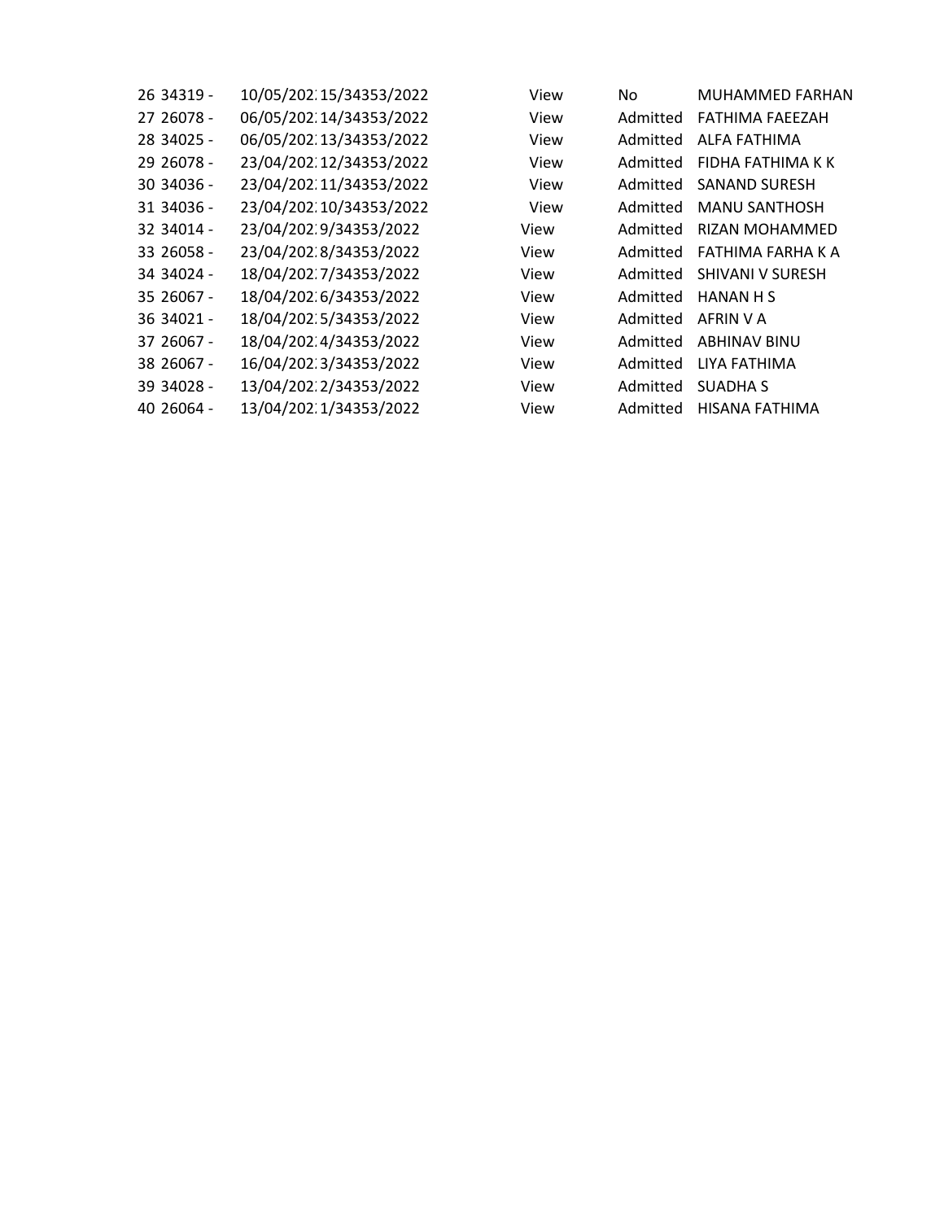| | | | | | | |
|---|---|---|---|---|---|---|
| 26 | 34319 - | 10/05/202 | 15/34353/2022 | View | No | MUHAMMED FARHAN |
| 27 | 26078 - | 06/05/202 | 14/34353/2022 | View | Admitted | FATHIMA FAEEZAH |
| 28 | 34025 - | 06/05/202 | 13/34353/2022 | View | Admitted | ALFA FATHIMA |
| 29 | 26078 - | 23/04/202 | 12/34353/2022 | View | Admitted | FIDHA FATHIMA K K |
| 30 | 34036 - | 23/04/202 | 11/34353/2022 | View | Admitted | SANAND SURESH |
| 31 | 34036 - | 23/04/202 | 10/34353/2022 | View | Admitted | MANU SANTHOSH |
| 32 | 34014 - | 23/04/202 | 9/34353/2022 | View | Admitted | RIZAN MOHAMMED |
| 33 | 26058 - | 23/04/202 | 8/34353/2022 | View | Admitted | FATHIMA FARHA K A |
| 34 | 34024 - | 18/04/202 | 7/34353/2022 | View | Admitted | SHIVANI V SURESH |
| 35 | 26067 - | 18/04/202 | 6/34353/2022 | View | Admitted | HANAN H S |
| 36 | 34021 - | 18/04/202 | 5/34353/2022 | View | Admitted | AFRIN V A |
| 37 | 26067 - | 18/04/202 | 4/34353/2022 | View | Admitted | ABHINAV BINU |
| 38 | 26067 - | 16/04/202 | 3/34353/2022 | View | Admitted | LIYA FATHIMA |
| 39 | 34028 - | 13/04/202 | 2/34353/2022 | View | Admitted | SUADHA S |
| 40 | 26064 - | 13/04/202 | 1/34353/2022 | View | Admitted | HISANA FATHIMA |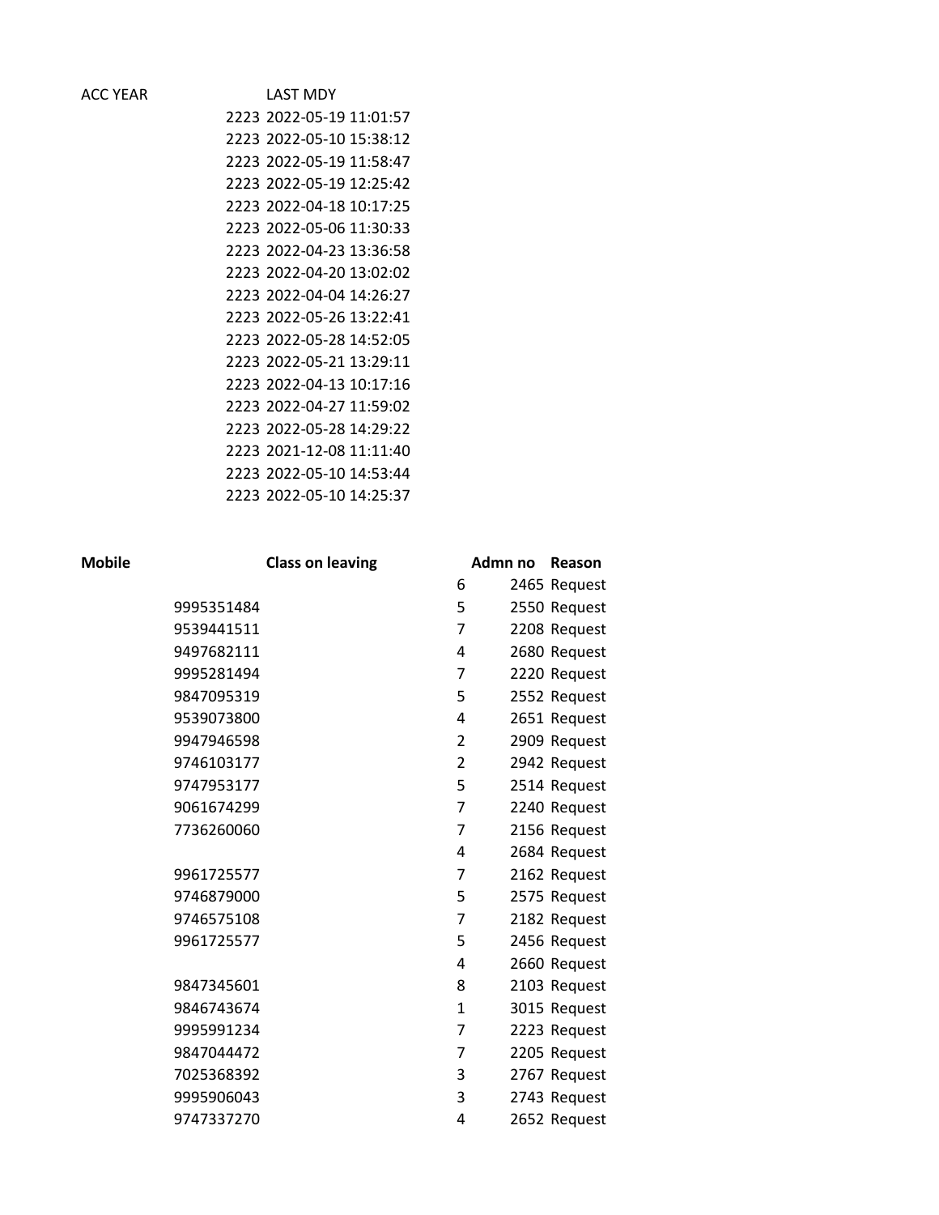| ACC YEAR | LAST MDY |
|---|---|
| 2223 | 2022-05-19 11:01:57 |
| 2223 | 2022-05-10 15:38:12 |
| 2223 | 2022-05-19 11:58:47 |
| 2223 | 2022-05-19 12:25:42 |
| 2223 | 2022-04-18 10:17:25 |
| 2223 | 2022-05-06 11:30:33 |
| 2223 | 2022-04-23 13:36:58 |
| 2223 | 2022-04-20 13:02:02 |
| 2223 | 2022-04-04 14:26:27 |
| 2223 | 2022-05-26 13:22:41 |
| 2223 | 2022-05-28 14:52:05 |
| 2223 | 2022-05-21 13:29:11 |
| 2223 | 2022-04-13 10:17:16 |
| 2223 | 2022-04-27 11:59:02 |
| 2223 | 2022-05-28 14:29:22 |
| 2223 | 2021-12-08 11:11:40 |
| 2223 | 2022-05-10 14:53:44 |
| 2223 | 2022-05-10 14:25:37 |

| Mobile | Class on leaving | Admn no | Reason |
|---|---|---|---|
| | 6 | 2465 | Request |
| 9995351484 | 5 | 2550 | Request |
| 9539441511 | 7 | 2208 | Request |
| 9497682111 | 4 | 2680 | Request |
| 9995281494 | 7 | 2220 | Request |
| 9847095319 | 5 | 2552 | Request |
| 9539073800 | 4 | 2651 | Request |
| 9947946598 | 2 | 2909 | Request |
| 9746103177 | 2 | 2942 | Request |
| 9747953177 | 5 | 2514 | Request |
| 9061674299 | 7 | 2240 | Request |
| 7736260060 | 7 | 2156 | Request |
| | 4 | 2684 | Request |
| 9961725577 | 7 | 2162 | Request |
| 9746879000 | 5 | 2575 | Request |
| 9746575108 | 7 | 2182 | Request |
| 9961725577 | 5 | 2456 | Request |
| | 4 | 2660 | Request |
| 9847345601 | 8 | 2103 | Request |
| 9846743674 | 1 | 3015 | Request |
| 9995991234 | 7 | 2223 | Request |
| 9847044472 | 7 | 2205 | Request |
| 7025368392 | 3 | 2767 | Request |
| 9995906043 | 3 | 2743 | Request |
| 9747337270 | 4 | 2652 | Request |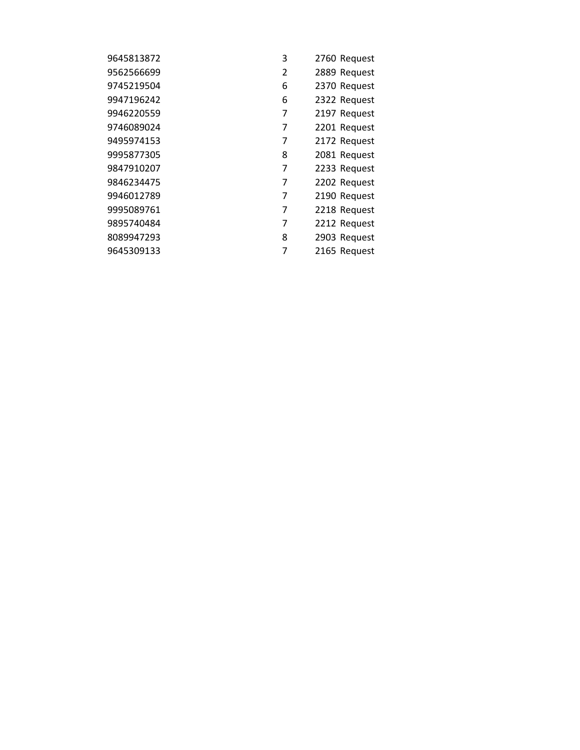| | | | |
|---|---|---|---|
| 9645813872 | 3 | 2760 | Request |
| 9562566699 | 2 | 2889 | Request |
| 9745219504 | 6 | 2370 | Request |
| 9947196242 | 6 | 2322 | Request |
| 9946220559 | 7 | 2197 | Request |
| 9746089024 | 7 | 2201 | Request |
| 9495974153 | 7 | 2172 | Request |
| 9995877305 | 8 | 2081 | Request |
| 9847910207 | 7 | 2233 | Request |
| 9846234475 | 7 | 2202 | Request |
| 9946012789 | 7 | 2190 | Request |
| 9995089761 | 7 | 2218 | Request |
| 9895740484 | 7 | 2212 | Request |
| 8089947293 | 8 | 2903 | Request |
| 9645309133 | 7 | 2165 | Request |